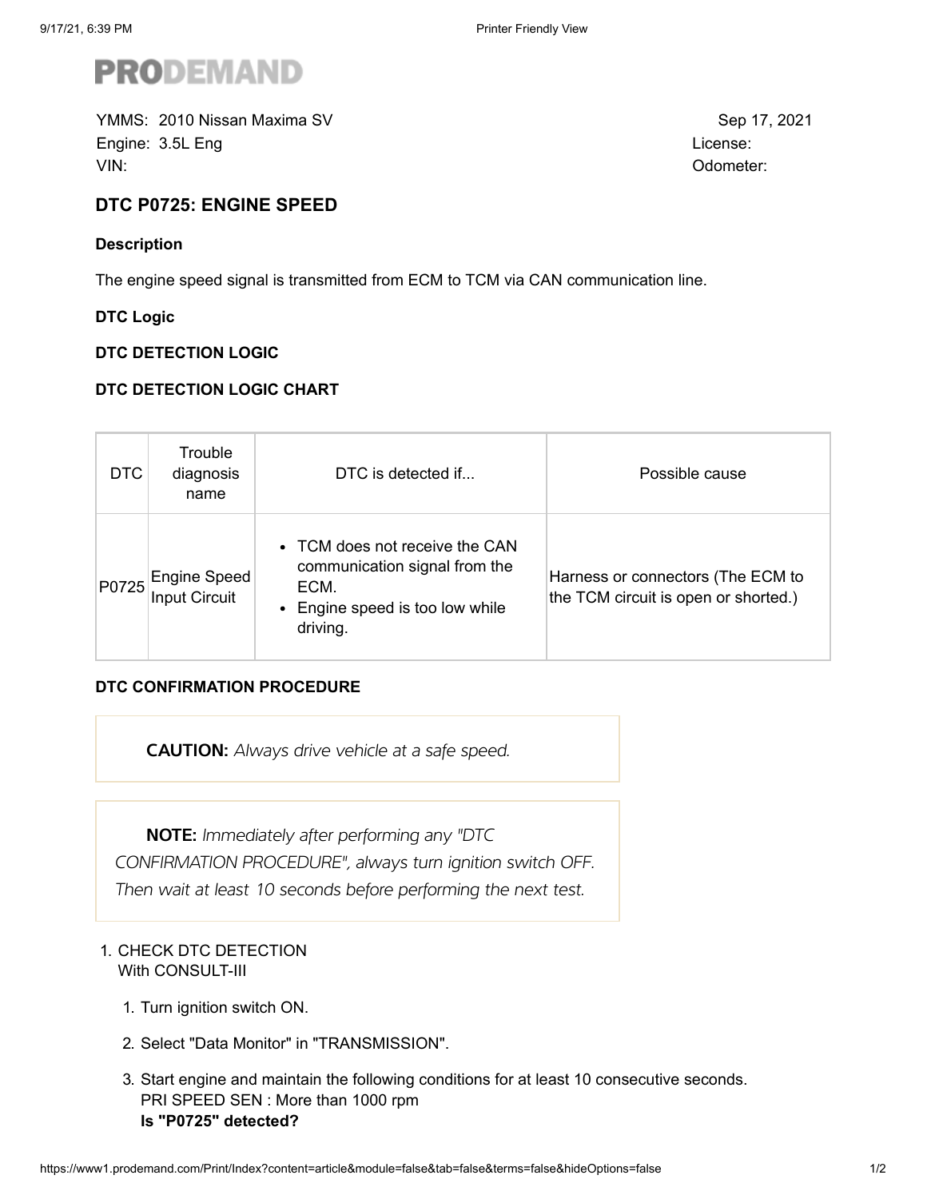# PRODEMAND

YMMS: 2010 Nissan Maxima SV

Engine: 3.5L Eng

VIN:

Sep 17, 2021

License:

Odometer:

## DTC P0725: ENGINE SPEED

### Description

The engine speed signal is transmitted from ECM to TCM via CAN communication line.

### DTC Logic

#### DTC DETECTION LOGIC

#### DTC DETECTION LOGIC CHART

| DTC | Trouble diagnosis name | DTC is detected if... | Possible cause |
|---|---|---|---|
| P0725 | Engine Speed Input Circuit | • TCM does not receive the CAN communication signal from the ECM.<br>• Engine speed is too low while driving. | Harness or connectors (The ECM to the TCM circuit is open or shorted.) |

#### DTC CONFIRMATION PROCEDURE

> **CAUTION:** *Always drive vehicle at a safe speed.*

> **NOTE:** *Immediately after performing any "DTC CONFIRMATION PROCEDURE", always turn ignition switch OFF. Then wait at least 10 seconds before performing the next test.*

1. CHECK DTC DETECTION
   With CONSULT-III
   1. Turn ignition switch ON.
   2. Select "Data Monitor" in "TRANSMISSION".
   3. Start engine and maintain the following conditions for at least 10 consecutive seconds.
      PRI SPEED SEN : More than 1000 rpm
      **Is "P0725" detected?**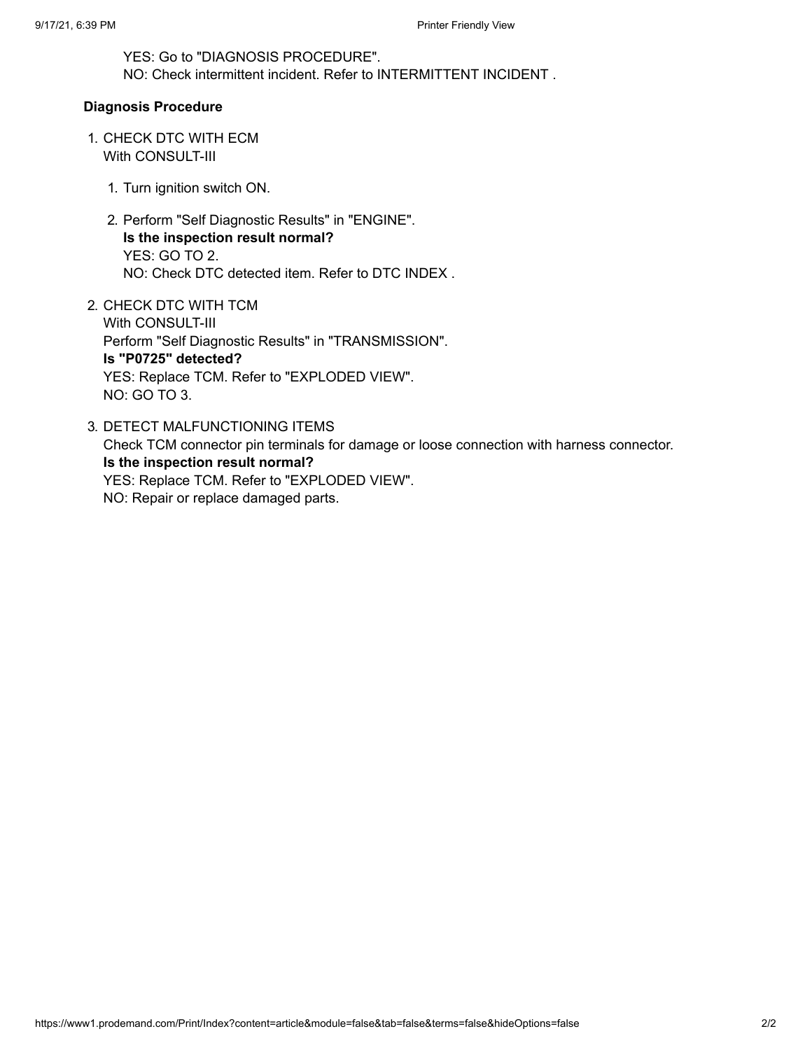YES: Go to "DIAGNOSIS PROCEDURE".
NO: Check intermittent incident. Refer to INTERMITTENT INCIDENT .

**Diagnosis Procedure**

1. CHECK DTC WITH ECM
   With CONSULT-III
   1. Turn ignition switch ON.
   2. Perform "Self Diagnostic Results" in "ENGINE".
      **Is the inspection result normal?**
      YES: GO TO 2.
      NO: Check DTC detected item. Refer to DTC INDEX .
2. CHECK DTC WITH TCM
   With CONSULT-III
   Perform "Self Diagnostic Results" in "TRANSMISSION".
   **Is "P0725" detected?**
   YES: Replace TCM. Refer to "EXPLODED VIEW".
   NO: GO TO 3.
3. DETECT MALFUNCTIONING ITEMS
   Check TCM connector pin terminals for damage or loose connection with harness connector.
   **Is the inspection result normal?**
   YES: Replace TCM. Refer to "EXPLODED VIEW".
   NO: Repair or replace damaged parts.